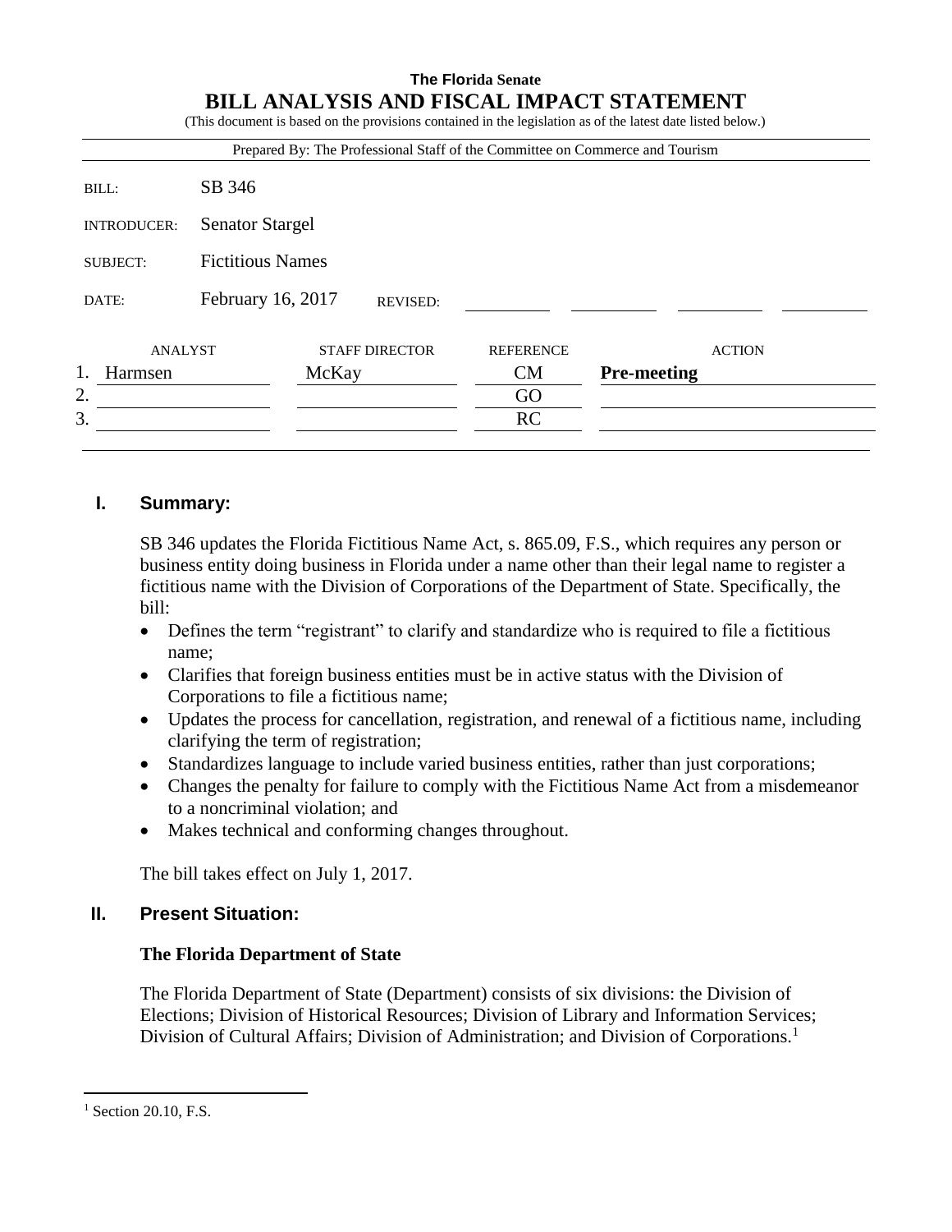**The Florida Senate**

# BILL ANALYSIS AND FISCAL IMPACT STATEMENT

(This document is based on the provisions contained in the legislation as of the latest date listed below.)

Prepared By: The Professional Staff of the Committee on Commerce and Tourism

| | |
|---|---|
| BILL: | SB 346 |
| INTRODUCER: | Senator Stargel |
| SUBJECT: | Fictitious Names |
| DATE: | February 16, 2017 REVISED: |

| | ANALYST | STAFF DIRECTOR | REFERENCE | ACTION |
|---|---|---|---|---|
| 1. | Harmsen | McKay | CM | **Pre-meeting** |
| 2. | | | GO | |
| 3. | | | RC | |

## I. Summary:

SB 346 updates the Florida Fictitious Name Act, s. 865.09, F.S., which requires any person or business entity doing business in Florida under a name other than their legal name to register a fictitious name with the Division of Corporations of the Department of State. Specifically, the bill:

- Defines the term "registrant" to clarify and standardize who is required to file a fictitious name;
- Clarifies that foreign business entities must be in active status with the Division of Corporations to file a fictitious name;
- Updates the process for cancellation, registration, and renewal of a fictitious name, including clarifying the term of registration;
- Standardizes language to include varied business entities, rather than just corporations;
- Changes the penalty for failure to comply with the Fictitious Name Act from a misdemeanor to a noncriminal violation; and
- Makes technical and conforming changes throughout.

The bill takes effect on July 1, 2017.

## II. Present Situation:

### The Florida Department of State

The Florida Department of State (Department) consists of six divisions: the Division of Elections; Division of Historical Resources; Division of Library and Information Services; Division of Cultural Affairs; Division of Administration; and Division of Corporations.[1]

[1] Section 20.10, F.S.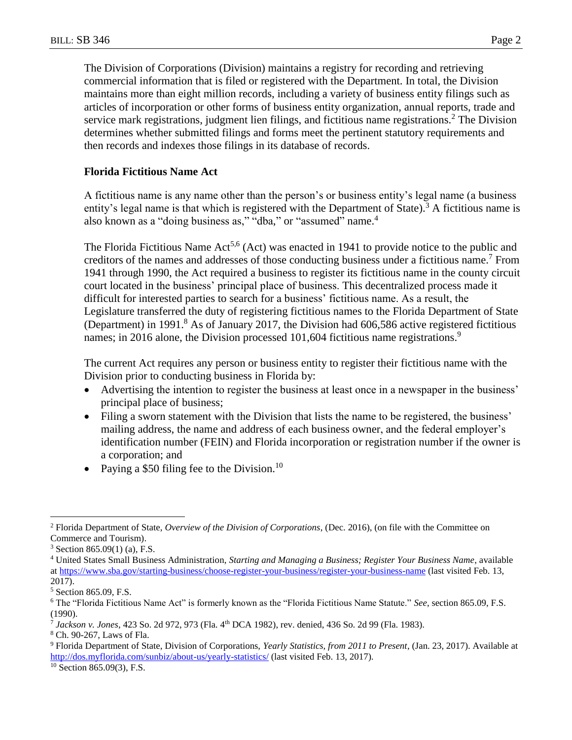The Division of Corporations (Division) maintains a registry for recording and retrieving commercial information that is filed or registered with the Department. In total, the Division maintains more than eight million records, including a variety of business entity filings such as articles of incorporation or other forms of business entity organization, annual reports, trade and service mark registrations, judgment lien filings, and fictitious name registrations.[2] The Division determines whether submitted filings and forms meet the pertinent statutory requirements and then records and indexes those filings in its database of records.

**Florida Fictitious Name Act**

A fictitious name is any name other than the person's or business entity's legal name (a business entity's legal name is that which is registered with the Department of State).[3] A fictitious name is also known as a "doing business as," "dba," or "assumed" name.[4]

The Florida Fictitious Name Act[5,6] (Act) was enacted in 1941 to provide notice to the public and creditors of the names and addresses of those conducting business under a fictitious name.[7] From 1941 through 1990, the Act required a business to register its fictitious name in the county circuit court located in the business' principal place of business. This decentralized process made it difficult for interested parties to search for a business' fictitious name. As a result, the Legislature transferred the duty of registering fictitious names to the Florida Department of State (Department) in 1991.[8] As of January 2017, the Division had 606,586 active registered fictitious names; in 2016 alone, the Division processed 101,604 fictitious name registrations.[9]

The current Act requires any person or business entity to register their fictitious name with the Division prior to conducting business in Florida by:

- Advertising the intention to register the business at least once in a newspaper in the business' principal place of business;
- Filing a sworn statement with the Division that lists the name to be registered, the business' mailing address, the name and address of each business owner, and the federal employer's identification number (FEIN) and Florida incorporation or registration number if the owner is a corporation; and
- Paying a $50 filing fee to the Division.[10]

---

[2] Florida Department of State, *Overview of the Division of Corporations*, (Dec. 2016), (on file with the Committee on Commerce and Tourism).

[3] Section 865.09(1) (a), F.S.

[4] United States Small Business Administration, *Starting and Managing a Business; Register Your Business Name*, available at https://www.sba.gov/starting-business/choose-register-your-business/register-your-business-name (last visited Feb. 13, 2017).

[5] Section 865.09, F.S.

[6] The "Florida Fictitious Name Act" is formerly known as the "Florida Fictitious Name Statute." *See*, section 865.09, F.S. (1990).

[7] *Jackson v. Jones*, 423 So. 2d 972, 973 (Fla. 4th DCA 1982), rev. denied, 436 So. 2d 99 (Fla. 1983).

[8] Ch. 90-267, Laws of Fla.

[9] Florida Department of State, Division of Corporations, *Yearly Statistics, from 2011 to Present*, (Jan. 23, 2017). Available at http://dos.myflorida.com/sunbiz/about-us/yearly-statistics/ (last visited Feb. 13, 2017).

[10] Section 865.09(3), F.S.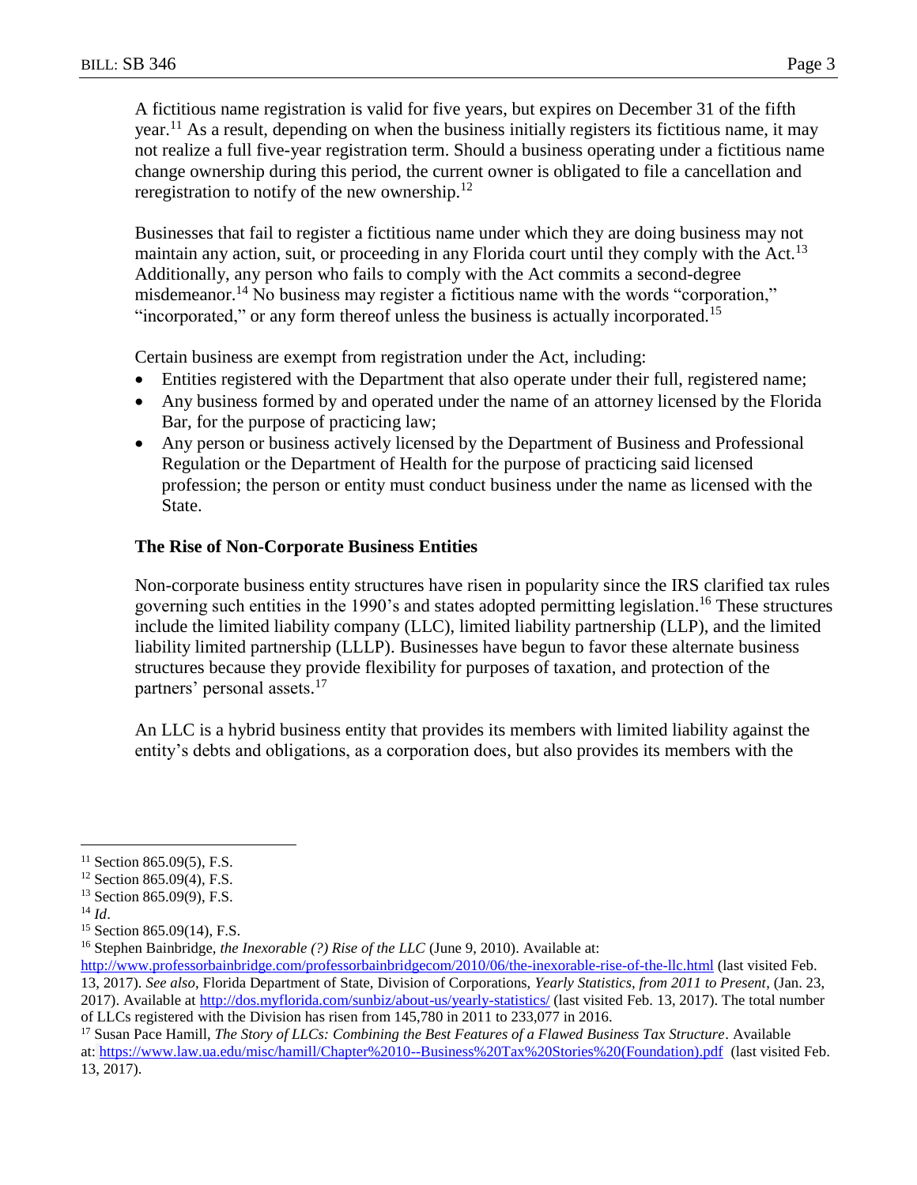A fictitious name registration is valid for five years, but expires on December 31 of the fifth year.[11] As a result, depending on when the business initially registers its fictitious name, it may not realize a full five-year registration term. Should a business operating under a fictitious name change ownership during this period, the current owner is obligated to file a cancellation and reregistration to notify of the new ownership.[12]

Businesses that fail to register a fictitious name under which they are doing business may not maintain any action, suit, or proceeding in any Florida court until they comply with the Act.[13] Additionally, any person who fails to comply with the Act commits a second-degree misdemeanor.[14] No business may register a fictitious name with the words "corporation," "incorporated," or any form thereof unless the business is actually incorporated.[15]

Certain business are exempt from registration under the Act, including:

- Entities registered with the Department that also operate under their full, registered name;
- Any business formed by and operated under the name of an attorney licensed by the Florida Bar, for the purpose of practicing law;
- Any person or business actively licensed by the Department of Business and Professional Regulation or the Department of Health for the purpose of practicing said licensed profession; the person or entity must conduct business under the name as licensed with the State.

**The Rise of Non-Corporate Business Entities**

Non-corporate business entity structures have risen in popularity since the IRS clarified tax rules governing such entities in the 1990's and states adopted permitting legislation.[16] These structures include the limited liability company (LLC), limited liability partnership (LLP), and the limited liability limited partnership (LLLP). Businesses have begun to favor these alternate business structures because they provide flexibility for purposes of taxation, and protection of the partners' personal assets.[17]

An LLC is a hybrid business entity that provides its members with limited liability against the entity's debts and obligations, as a corporation does, but also provides its members with the

---

[11] Section 865.09(5), F.S.

[12] Section 865.09(4), F.S.

[13] Section 865.09(9), F.S.

[14] *Id*.

[15] Section 865.09(14), F.S.

[16] Stephen Bainbridge, *the Inexorable (?) Rise of the LLC* (June 9, 2010). Available at: http://www.professorbainbridge.com/professorbainbridgecom/2010/06/the-inexorable-rise-of-the-llc.html (last visited Feb. 13, 2017). *See also*, Florida Department of State, Division of Corporations, *Yearly Statistics, from 2011 to Present*, (Jan. 23, 2017). Available at http://dos.myflorida.com/sunbiz/about-us/yearly-statistics/ (last visited Feb. 13, 2017). The total number of LLCs registered with the Division has risen from 145,780 in 2011 to 233,077 in 2016.

[17] Susan Pace Hamill, *The Story of LLCs: Combining the Best Features of a Flawed Business Tax Structure*. Available at: https://www.law.ua.edu/misc/hamill/Chapter%2010--Business%20Tax%20Stories%20(Foundation).pdf (last visited Feb. 13, 2017).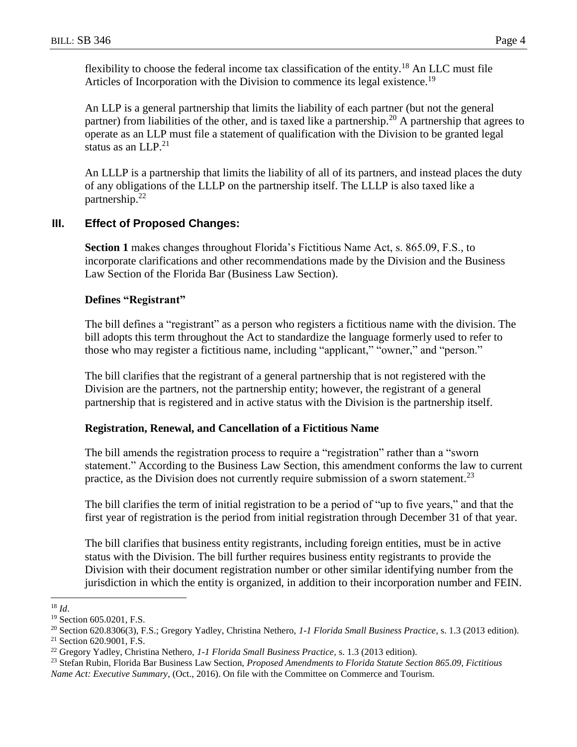flexibility to choose the federal income tax classification of the entity.[18] An LLC must file Articles of Incorporation with the Division to commence its legal existence.[19]

An LLP is a general partnership that limits the liability of each partner (but not the general partner) from liabilities of the other, and is taxed like a partnership.[20] A partnership that agrees to operate as an LLP must file a statement of qualification with the Division to be granted legal status as an LLP.[21]

An LLLP is a partnership that limits the liability of all of its partners, and instead places the duty of any obligations of the LLLP on the partnership itself. The LLLP is also taxed like a partnership.[22]

## III. Effect of Proposed Changes:

**Section 1** makes changes throughout Florida's Fictitious Name Act, s. 865.09, F.S., to incorporate clarifications and other recommendations made by the Division and the Business Law Section of the Florida Bar (Business Law Section).

### Defines "Registrant"

The bill defines a "registrant" as a person who registers a fictitious name with the division. The bill adopts this term throughout the Act to standardize the language formerly used to refer to those who may register a fictitious name, including "applicant," "owner," and "person."

The bill clarifies that the registrant of a general partnership that is not registered with the Division are the partners, not the partnership entity; however, the registrant of a general partnership that is registered and in active status with the Division is the partnership itself.

### Registration, Renewal, and Cancellation of a Fictitious Name

The bill amends the registration process to require a "registration" rather than a "sworn statement." According to the Business Law Section, this amendment conforms the law to current practice, as the Division does not currently require submission of a sworn statement.[23]

The bill clarifies the term of initial registration to be a period of "up to five years," and that the first year of registration is the period from initial registration through December 31 of that year.

The bill clarifies that business entity registrants, including foreign entities, must be in active status with the Division. The bill further requires business entity registrants to provide the Division with their document registration number or other similar identifying number from the jurisdiction in which the entity is organized, in addition to their incorporation number and FEIN.

---

[18] *Id*.

[19] Section 605.0201, F.S.

[20] Section 620.8306(3), F.S.; Gregory Yadley, Christina Nethero*, 1-1 Florida Small Business Practice*, s. 1.3 (2013 edition).

[21] Section 620.9001, F.S.

[22] Gregory Yadley, Christina Nethero, *1-1 Florida Small Business Practice*, s. 1.3 (2013 edition).

[23] Stefan Rubin, Florida Bar Business Law Section, *Proposed Amendments to Florida Statute Section 865.09, Fictitious Name Act: Executive Summary*, (Oct., 2016). On file with the Committee on Commerce and Tourism.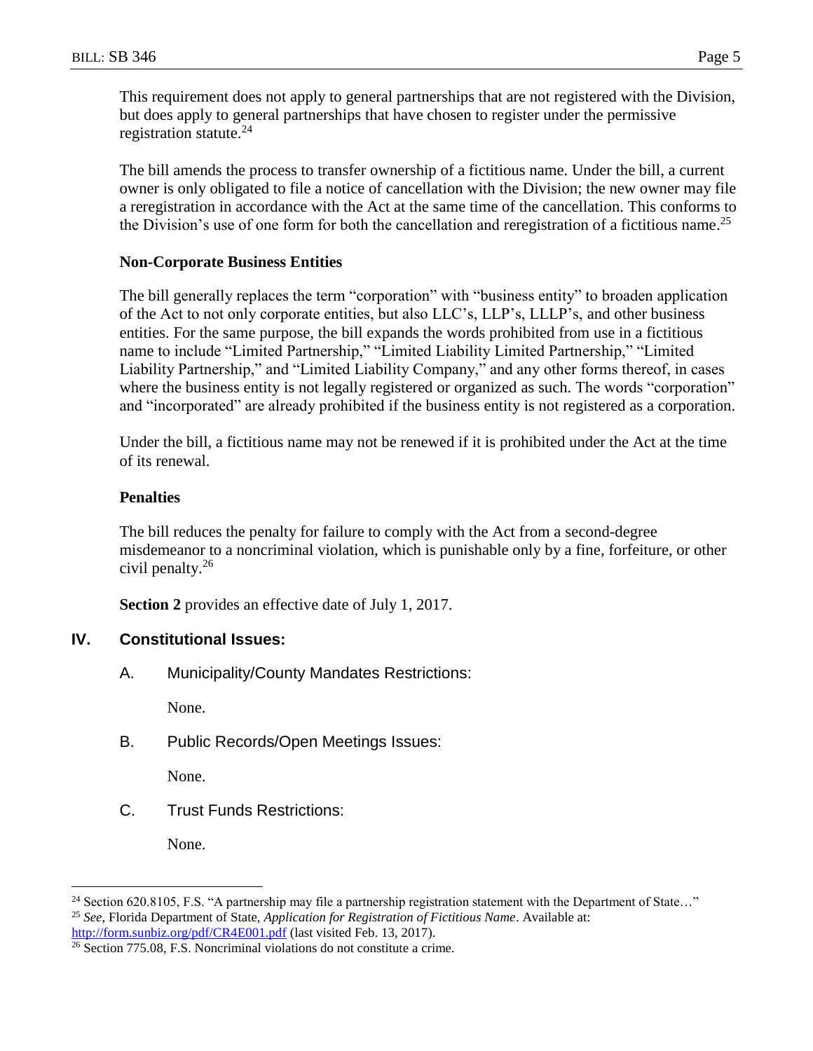This requirement does not apply to general partnerships that are not registered with the Division, but does apply to general partnerships that have chosen to register under the permissive registration statute.[24]

The bill amends the process to transfer ownership of a fictitious name. Under the bill, a current owner is only obligated to file a notice of cancellation with the Division; the new owner may file a reregistration in accordance with the Act at the same time of the cancellation. This conforms to the Division's use of one form for both the cancellation and reregistration of a fictitious name.[25]

**Non-Corporate Business Entities**

The bill generally replaces the term "corporation" with "business entity" to broaden application of the Act to not only corporate entities, but also LLC's, LLP's, LLLP's, and other business entities. For the same purpose, the bill expands the words prohibited from use in a fictitious name to include "Limited Partnership," "Limited Liability Limited Partnership," "Limited Liability Partnership," and "Limited Liability Company," and any other forms thereof, in cases where the business entity is not legally registered or organized as such. The words "corporation" and "incorporated" are already prohibited if the business entity is not registered as a corporation.

Under the bill, a fictitious name may not be renewed if it is prohibited under the Act at the time of its renewal.

**Penalties**

The bill reduces the penalty for failure to comply with the Act from a second-degree misdemeanor to a noncriminal violation, which is punishable only by a fine, forfeiture, or other civil penalty.[26]

**Section 2** provides an effective date of July 1, 2017.

## IV. Constitutional Issues:

A. Municipality/County Mandates Restrictions:

None.

B. Public Records/Open Meetings Issues:

None.

C. Trust Funds Restrictions:

None.

---

[24] Section 620.8105, F.S. "A partnership may file a partnership registration statement with the Department of State…"

[25] *See,* Florida Department of State, *Application for Registration of Fictitious Name*. Available at: http://form.sunbiz.org/pdf/CR4E001.pdf (last visited Feb. 13, 2017).

[26] Section 775.08, F.S. Noncriminal violations do not constitute a crime.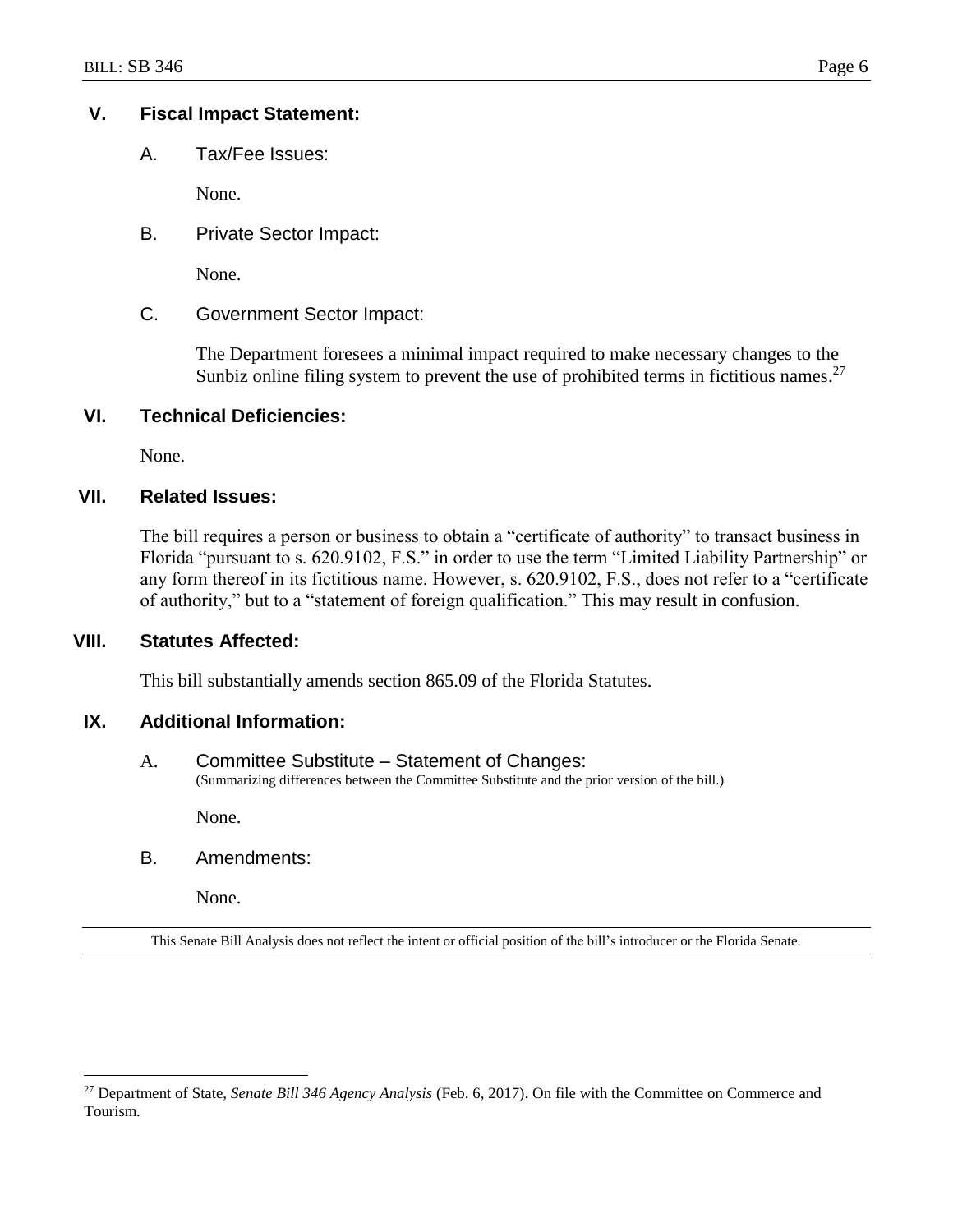## V. Fiscal Impact Statement:

### A. Tax/Fee Issues:

None.

### B. Private Sector Impact:

None.

### C. Government Sector Impact:

The Department foresees a minimal impact required to make necessary changes to the Sunbiz online filing system to prevent the use of prohibited terms in fictitious names.[27]

## VI. Technical Deficiencies:

None.

## VII. Related Issues:

The bill requires a person or business to obtain a "certificate of authority" to transact business in Florida "pursuant to s. 620.9102, F.S." in order to use the term "Limited Liability Partnership" or any form thereof in its fictitious name. However, s. 620.9102, F.S., does not refer to a "certificate of authority," but to a "statement of foreign qualification." This may result in confusion.

## VIII. Statutes Affected:

This bill substantially amends section 865.09 of the Florida Statutes.

## IX. Additional Information:

### A. Committee Substitute – Statement of Changes:
(Summarizing differences between the Committee Substitute and the prior version of the bill.)

None.

### B. Amendments:

None.

This Senate Bill Analysis does not reflect the intent or official position of the bill's introducer or the Florida Senate.

---

[27] Department of State, *Senate Bill 346 Agency Analysis* (Feb. 6, 2017). On file with the Committee on Commerce and Tourism.